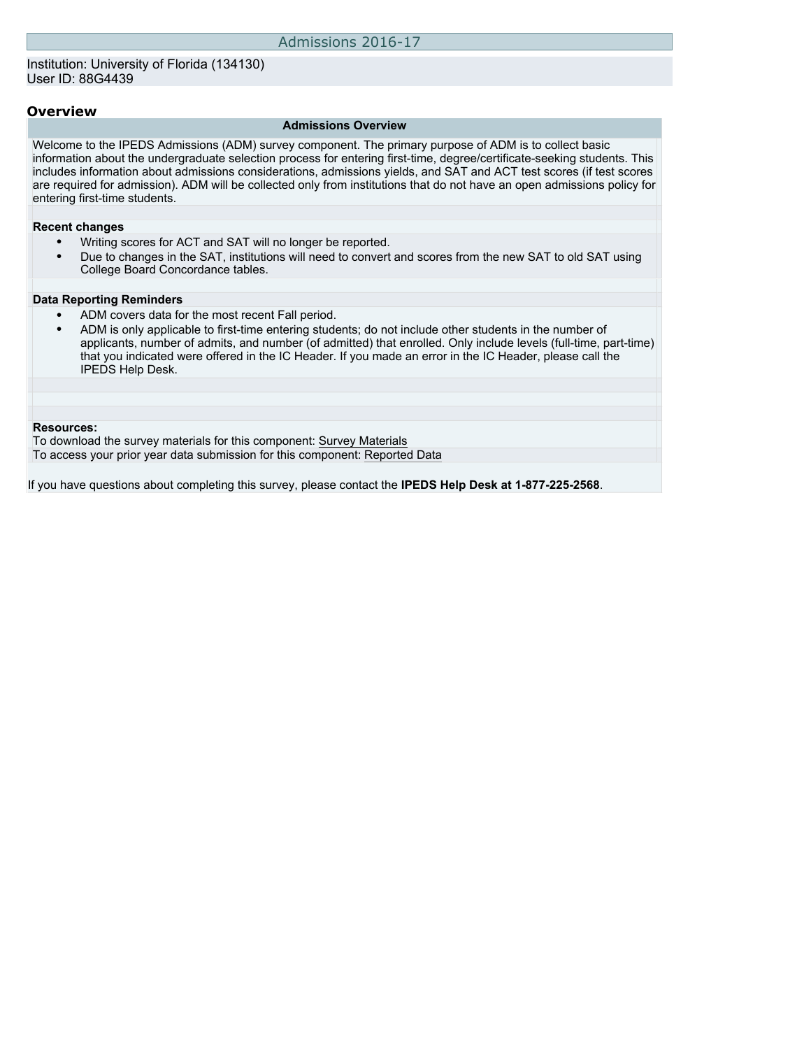# Admissions 2016-17

Institution: University of Florida (134130)
User ID: 88G4439

## Overview

### Admissions Overview

Welcome to the IPEDS Admissions (ADM) survey component. The primary purpose of ADM is to collect basic information about the undergraduate selection process for entering first-time, degree/certificate-seeking students. This includes information about admissions considerations, admissions yields, and SAT and ACT test scores (if test scores are required for admission). ADM will be collected only from institutions that do not have an open admissions policy for entering first-time students.

**Recent changes**

- Writing scores for ACT and SAT will no longer be reported.
- Due to changes in the SAT, institutions will need to convert and scores from the new SAT to old SAT using College Board Concordance tables.

**Data Reporting Reminders**

- ADM covers data for the most recent Fall period.
- ADM is only applicable to first-time entering students; do not include other students in the number of applicants, number of admits, and number (of admitted) that enrolled. Only include levels (full-time, part-time) that you indicated were offered in the IC Header. If you made an error in the IC Header, please call the IPEDS Help Desk.

**Resources:**

To download the survey materials for this component: Survey Materials

To access your prior year data submission for this component: Reported Data

If you have questions about completing this survey, please contact the **IPEDS Help Desk at 1-877-225-2568**.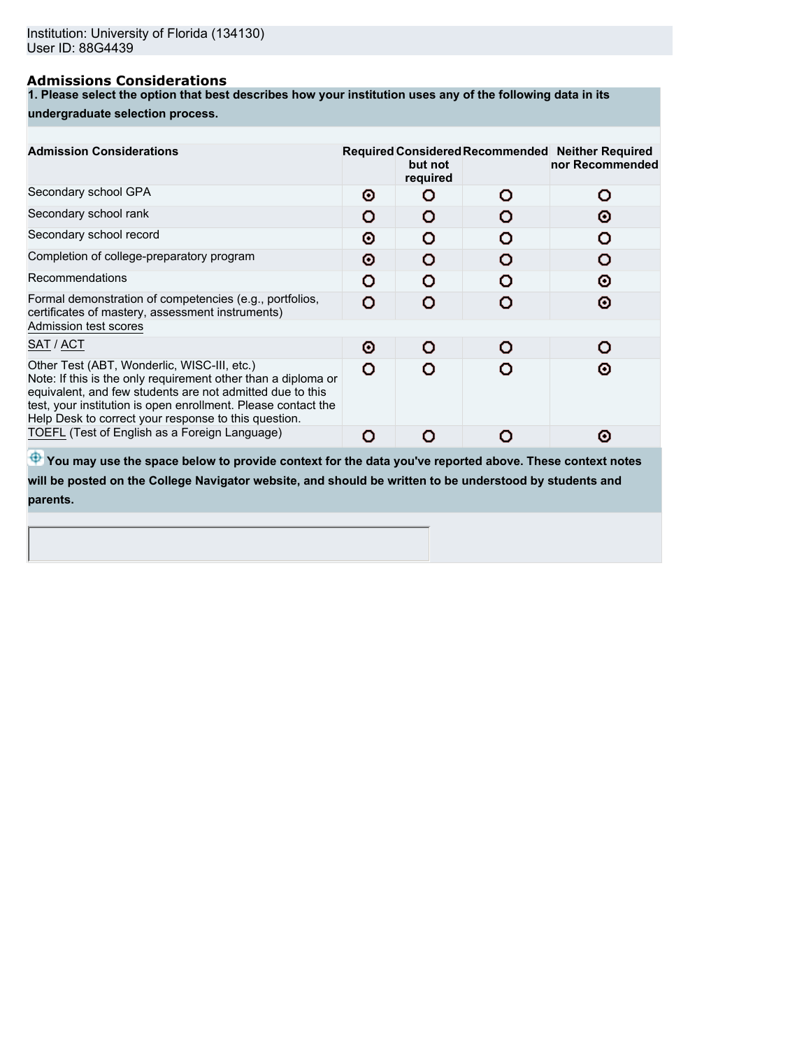Institution: University of Florida (134130)
User ID: 88G4439

## Admissions Considerations

**1. Please select the option that best describes how your institution uses any of the following data in its undergraduate selection process.**

| Admission Considerations | Required | Considered but not required | Recommended | Neither Required nor Recommended |
|---|---|---|---|---|
| Secondary school GPA | ⦿ | ○ | ○ | ○ |
| Secondary school rank | ○ | ○ | ○ | ⦿ |
| Secondary school record | ⦿ | ○ | ○ | ○ |
| Completion of college-preparatory program | ⦿ | ○ | ○ | ○ |
| Recommendations | ○ | ○ | ○ | ⦿ |
| Formal demonstration of competencies (e.g., portfolios, certificates of mastery, assessment instruments) | ○ | ○ | ○ | ⦿ |
| Admission test scores | | | | |
| SAT / ACT | ⦿ | ○ | ○ | ○ |
| Other Test (ABT, Wonderlic, WISC-III, etc.) Note: If this is the only requirement other than a diploma or equivalent, and few students are not admitted due to this test, your institution is open enrollment. Please contact the Help Desk to correct your response to this question. | ○ | ○ | ○ | ⦿ |
| TOEFL (Test of English as a Foreign Language) | ○ | ○ | ○ | ⦿ |

**You may use the space below to provide context for the data you've reported above. These context notes will be posted on the College Navigator website, and should be written to be understood by students and parents.**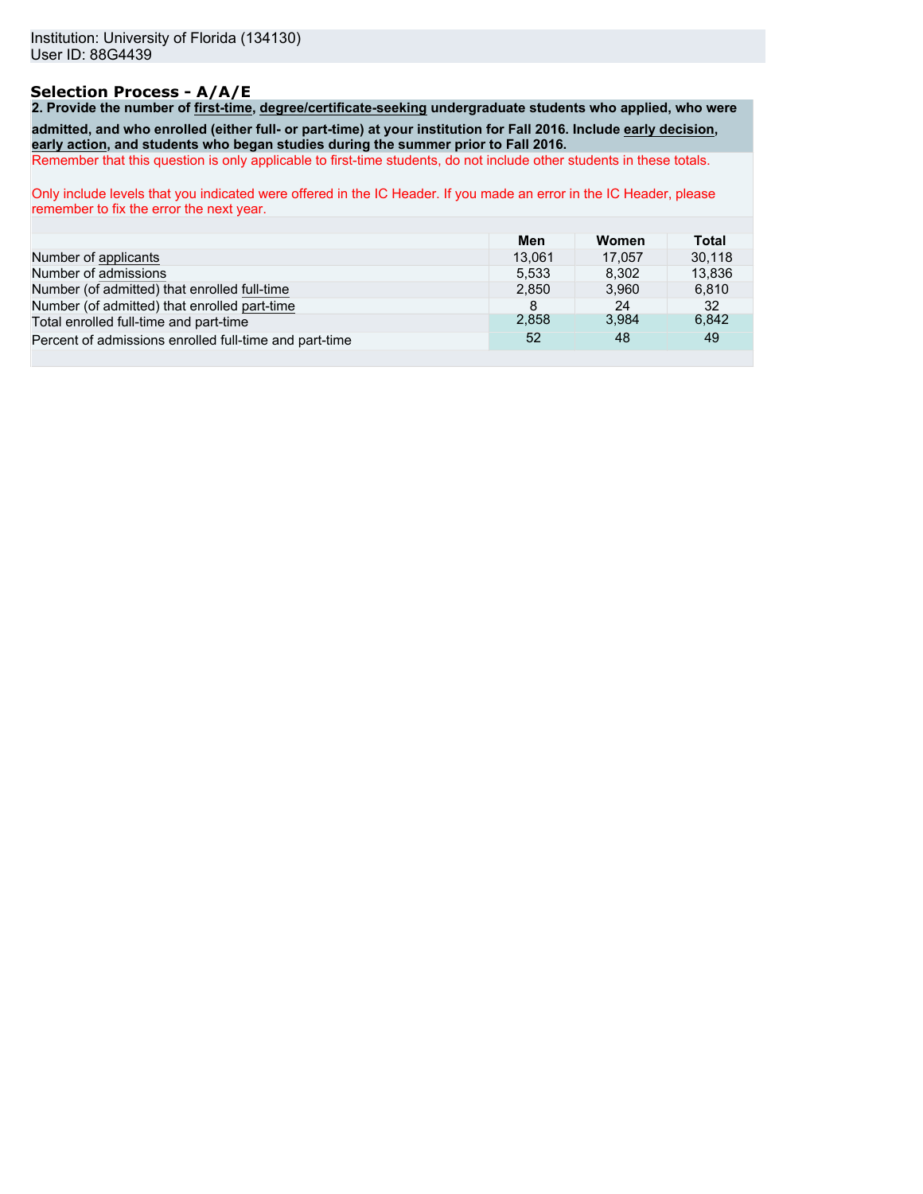Institution: University of Florida (134130)
User ID: 88G4439

## Selection Process - A/A/E

**2. Provide the number of first-time, degree/certificate-seeking undergraduate students who applied, who were admitted, and who enrolled (either full- or part-time) at your institution for Fall 2016. Include early decision, early action, and students who began studies during the summer prior to Fall 2016.**

Remember that this question is only applicable to first-time students, do not include other students in these totals.

Only include levels that you indicated were offered in the IC Header. If you made an error in the IC Header, please remember to fix the error the next year.

| | Men | Women | Total |
|---|---|---|---|
| Number of applicants | 13,061 | 17,057 | 30,118 |
| Number of admissions | 5,533 | 8,302 | 13,836 |
| Number (of admitted) that enrolled full-time | 2,850 | 3,960 | 6,810 |
| Number (of admitted) that enrolled part-time | 8 | 24 | 32 |
| Total enrolled full-time and part-time | 2,858 | 3,984 | 6,842 |
| Percent of admissions enrolled full-time and part-time | 52 | 48 | 49 |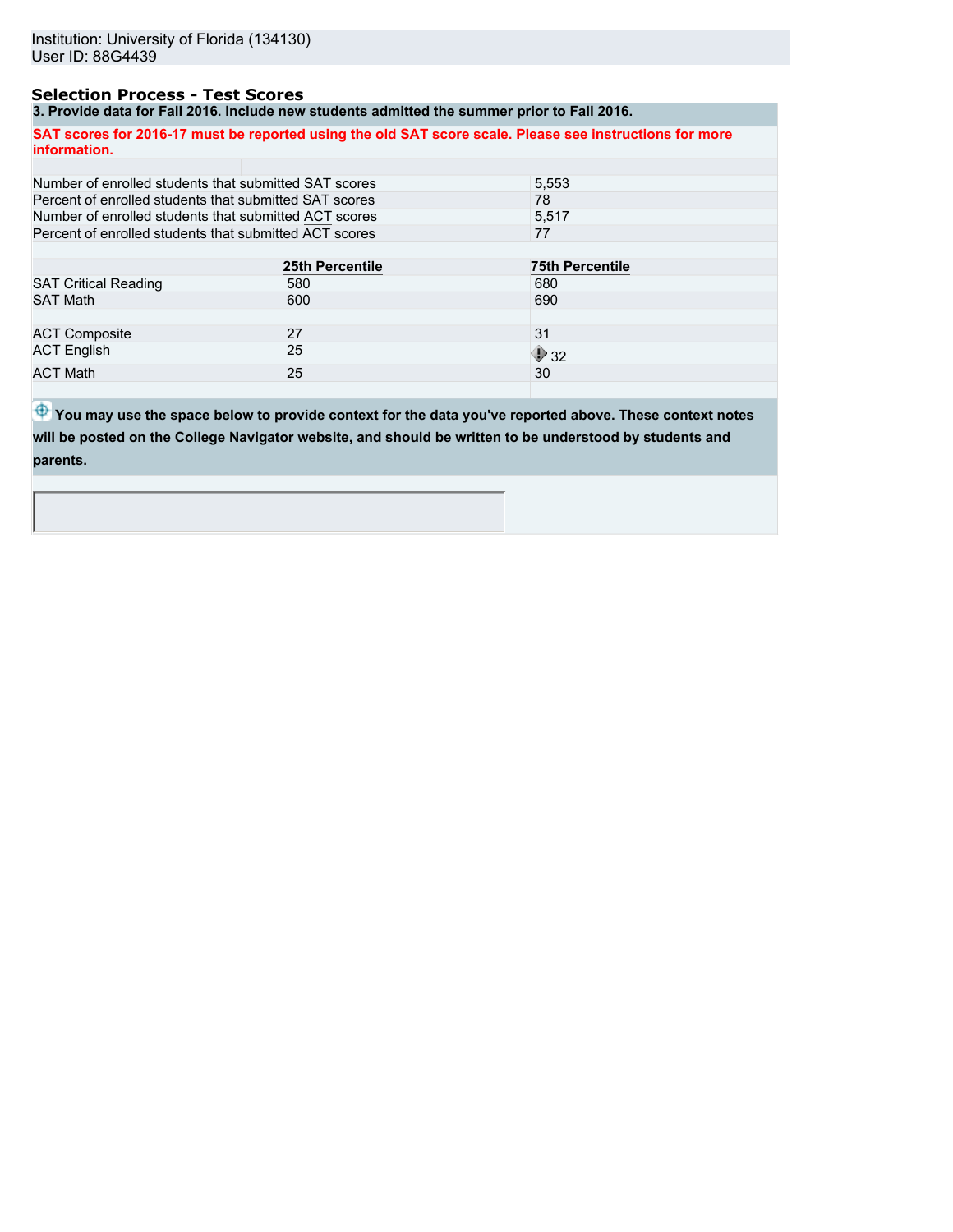Institution: University of Florida (134130)
User ID: 88G4439

## Selection Process - Test Scores

**3. Provide data for Fall 2016. Include new students admitted the summer prior to Fall 2016.**

**SAT scores for 2016-17 must be reported using the old SAT score scale. Please see instructions for more information.**

| | |
|---|---|
| Number of enrolled students that submitted SAT scores | 5,553 |
| Percent of enrolled students that submitted SAT scores | 78 |
| Number of enrolled students that submitted ACT scores | 5,517 |
| Percent of enrolled students that submitted ACT scores | 77 |

| | 25th Percentile | 75th Percentile |
|---|---|---|
| SAT Critical Reading | 580 | 680 |
| SAT Math | 600 | 690 |
| ACT Composite | 27 | 31 |
| ACT English | 25 | 32 |
| ACT Math | 25 | 30 |

**You may use the space below to provide context for the data you've reported above. These context notes will be posted on the College Navigator website, and should be written to be understood by students and parents.**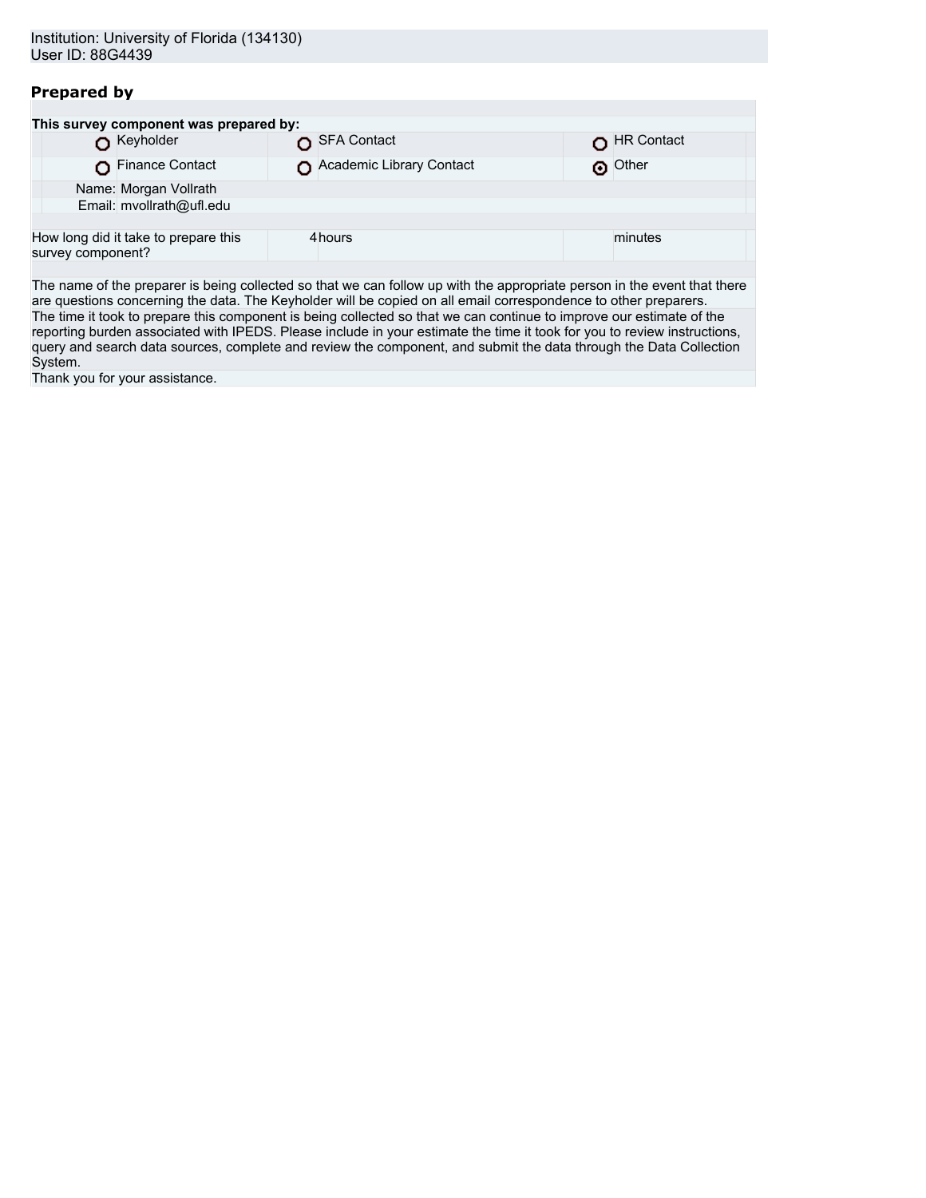Institution: University of Florida (134130)
User ID: 88G4439

## Prepared by

**This survey component was prepared by:**

| | | |
|---|---|---|
| ○ Keyholder | ○ SFA Contact | ○ HR Contact |
| ○ Finance Contact | ○ Academic Library Contact | ⊙ Other |

Name: Morgan Vollrath
Email: mvollrath@ufl.edu

| How long did it take to prepare this survey component? | 4 | hours | | minutes |
|---|---|---|---|---|

The name of the preparer is being collected so that we can follow up with the appropriate person in the event that there are questions concerning the data. The Keyholder will be copied on all email correspondence to other preparers.

The time it took to prepare this component is being collected so that we can continue to improve our estimate of the reporting burden associated with IPEDS. Please include in your estimate the time it took for you to review instructions, query and search data sources, complete and review the component, and submit the data through the Data Collection System.

Thank you for your assistance.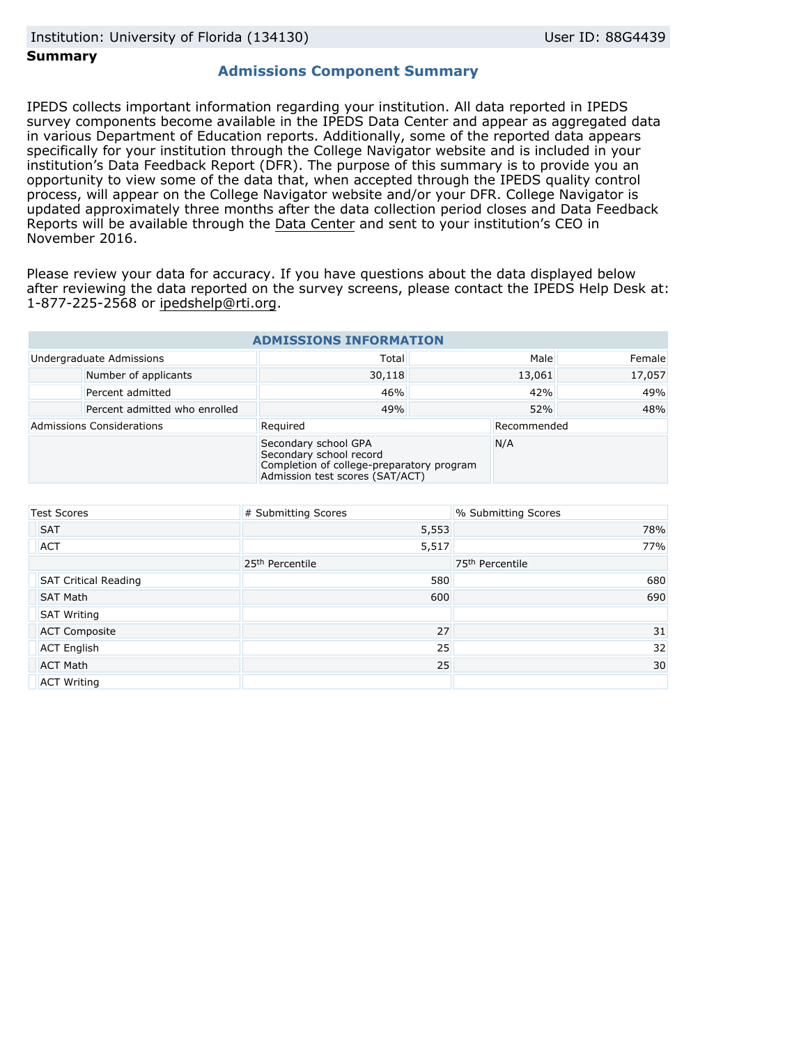Institution: University of Florida (134130) User ID: 88G4439

**Summary**

## Admissions Component Summary

IPEDS collects important information regarding your institution. All data reported in IPEDS survey components become available in the IPEDS Data Center and appear as aggregated data in various Department of Education reports. Additionally, some of the reported data appears specifically for your institution through the College Navigator website and is included in your institution's Data Feedback Report (DFR). The purpose of this summary is to provide you an opportunity to view some of the data that, when accepted through the IPEDS quality control process, will appear on the College Navigator website and/or your DFR. College Navigator is updated approximately three months after the data collection period closes and Data Feedback Reports will be available through the Data Center and sent to your institution's CEO in November 2016.

Please review your data for accuracy. If you have questions about the data displayed below after reviewing the data reported on the survey screens, please contact the IPEDS Help Desk at: 1-877-225-2568 or ipedshelp@rti.org.

**ADMISSIONS INFORMATION**

| Undergraduate Admissions | Total | Male | Female |
|---|---|---|---|
| Number of applicants | 30,118 | 13,061 | 17,057 |
| Percent admitted | 46% | 42% | 49% |
| Percent admitted who enrolled | 49% | 52% | 48% |

| Admissions Considerations | Required | Recommended |
|---|---|---|
| | Secondary school GPA<br>Secondary school record<br>Completion of college-preparatory program<br>Admission test scores (SAT/ACT) | N/A |

| Test Scores | # Submitting Scores | % Submitting Scores |
|---|---|---|
| SAT | 5,553 | 78% |
| ACT | 5,517 | 77% |
| | 25th Percentile | 75th Percentile |
| SAT Critical Reading | 580 | 680 |
| SAT Math | 600 | 690 |
| SAT Writing | | |
| ACT Composite | 27 | 31 |
| ACT English | 25 | 32 |
| ACT Math | 25 | 30 |
| ACT Writing | | |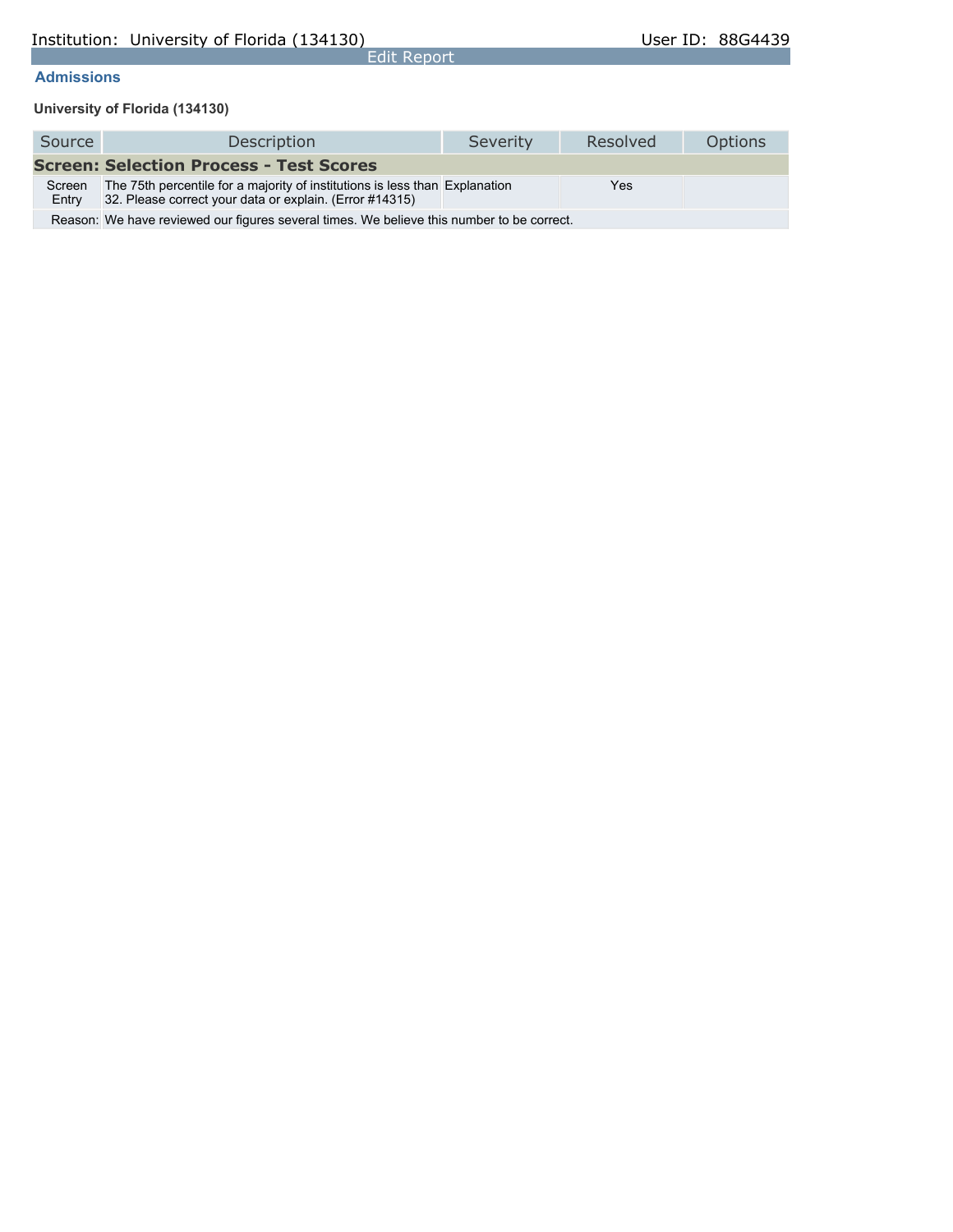Institution: University of Florida (134130) User ID: 88G4439

Edit Report

## Admissions

**University of Florida (134130)**

| Source | Description | Severity | Resolved | Options |
| --- | --- | --- | --- | --- |
| **Screen: Selection Process - Test Scores** | | | | |
| Screen Entry | The 75th percentile for a majority of institutions is less than 32. Please correct your data or explain. (Error #14315) | Explanation | Yes | |
| Reason: | We have reviewed our figures several times. We believe this number to be correct. | | | |